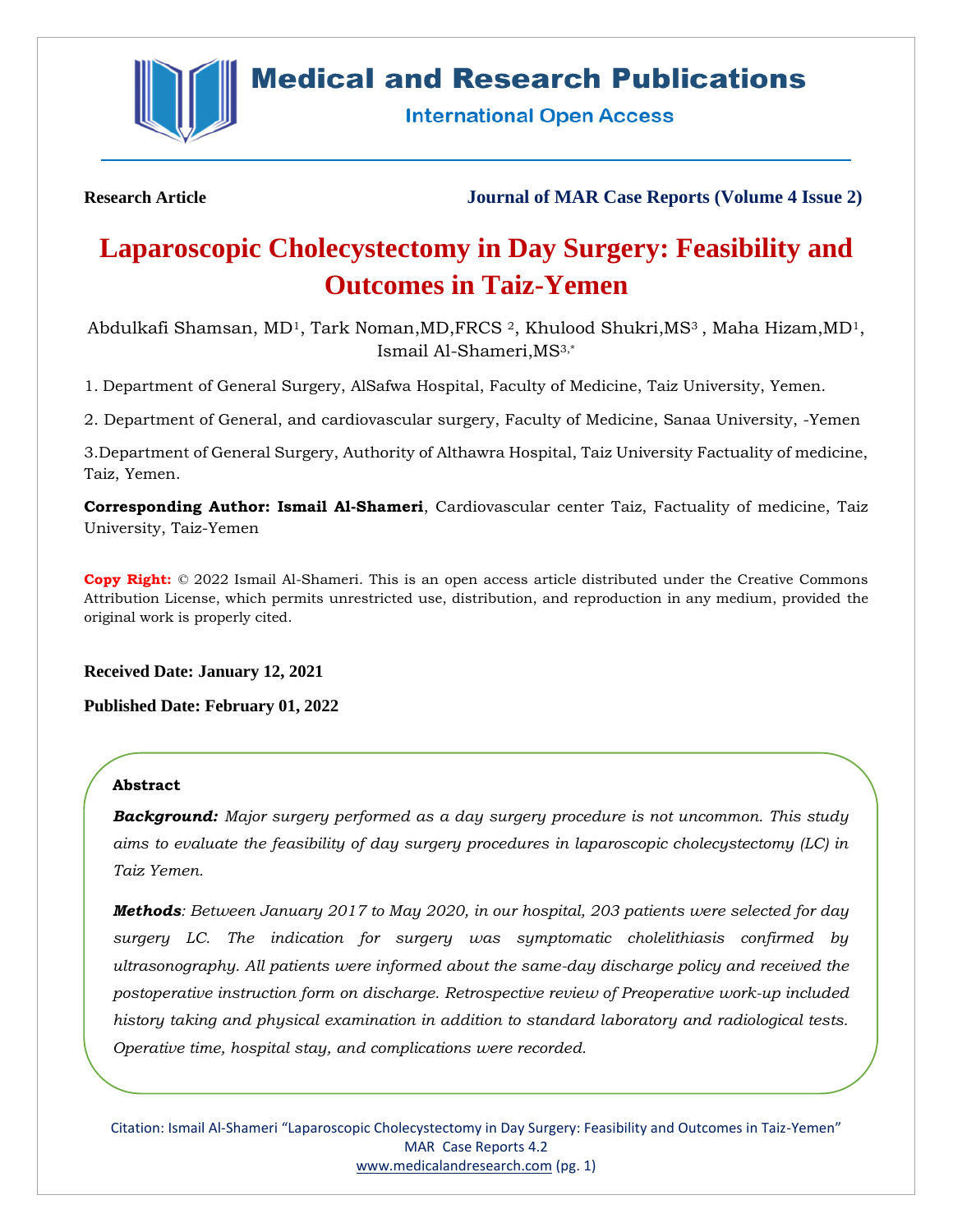Research Article

Journal of MAR Case Reports (Volume 4 Issue 2)

# Laparoscopic Cholecystectomy in Day Surgery: Feasibility and Outcomes in Taiz-Yemen

Abdulkafi Shamsan, MD[1], Tark Noman,MD,FRCS [2], Khulood Shukri,MS[3] , Maha Hizam,MD[1], Ismail Al-Shameri,MS[3,*]

1. Department of General Surgery, AlSafwa Hospital, Faculty of Medicine, Taiz University, Yemen.

2. Department of General, and cardiovascular surgery, Faculty of Medicine, Sanaa University, -Yemen

3.Department of General Surgery, Authority of Althawra Hospital, Taiz University Factuality of medicine, Taiz, Yemen.

**Corresponding Author: Ismail Al-Shameri**, Cardiovascular center Taiz, Factuality of medicine, Taiz University, Taiz-Yemen

**Copy Right:** © 2022 Ismail Al-Shameri. This is an open access article distributed under the Creative Commons Attribution License, which permits unrestricted use, distribution, and reproduction in any medium, provided the original work is properly cited.

**Received Date: January 12, 2021**

**Published Date: February 01, 2022**

## Abstract

***Background:*** *Major surgery performed as a day surgery procedure is not uncommon. This study aims to evaluate the feasibility of day surgery procedures in laparoscopic cholecystectomy (LC) in Taiz Yemen.*

***Methods****: Between January 2017 to May 2020, in our hospital, 203 patients were selected for day surgery LC. The indication for surgery was symptomatic cholelithiasis confirmed by ultrasonography. All patients were informed about the same-day discharge policy and received the postoperative instruction form on discharge. Retrospective review of Preoperative work-up included history taking and physical examination in addition to standard laboratory and radiological tests. Operative time, hospital stay, and complications were recorded.*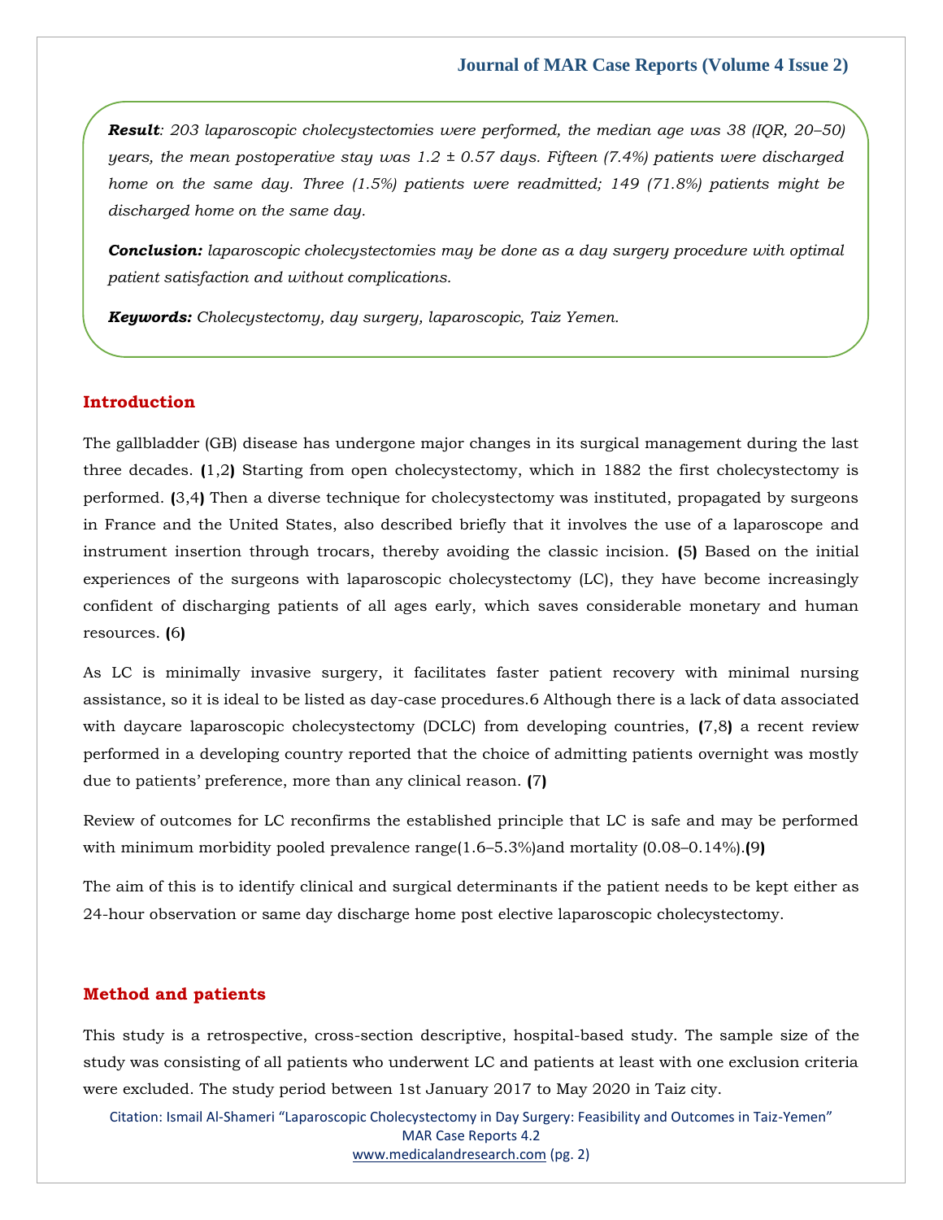***Result****: 203 laparoscopic cholecystectomies were performed, the median age was 38 (IQR, 20–50) years, the mean postoperative stay was 1.2 ± 0.57 days. Fifteen (7.4%) patients were discharged home on the same day. Three (1.5%) patients were readmitted; 149 (71.8%) patients might be discharged home on the same day.*

***Conclusion:*** *laparoscopic cholecystectomies may be done as a day surgery procedure with optimal patient satisfaction and without complications.*

***Keywords:*** *Cholecystectomy, day surgery, laparoscopic, Taiz Yemen.*

## Introduction

The gallbladder (GB) disease has undergone major changes in its surgical management during the last three decades. **(**1,2**)** Starting from open cholecystectomy, which in 1882 the first cholecystectomy is performed. **(**3,4**)** Then a diverse technique for cholecystectomy was instituted, propagated by surgeons in France and the United States, also described briefly that it involves the use of a laparoscope and instrument insertion through trocars, thereby avoiding the classic incision. **(**5**)** Based on the initial experiences of the surgeons with laparoscopic cholecystectomy (LC), they have become increasingly confident of discharging patients of all ages early, which saves considerable monetary and human resources. **(**6**)**

As LC is minimally invasive surgery, it facilitates faster patient recovery with minimal nursing assistance, so it is ideal to be listed as day-case procedures.6 Although there is a lack of data associated with daycare laparoscopic cholecystectomy (DCLC) from developing countries, **(**7,8**)** a recent review performed in a developing country reported that the choice of admitting patients overnight was mostly due to patients' preference, more than any clinical reason. **(**7**)**

Review of outcomes for LC reconfirms the established principle that LC is safe and may be performed with minimum morbidity pooled prevalence range(1.6–5.3%)and mortality (0.08–0.14%).**(**9**)**

The aim of this is to identify clinical and surgical determinants if the patient needs to be kept either as 24-hour observation or same day discharge home post elective laparoscopic cholecystectomy.

## Method and patients

This study is a retrospective, cross-section descriptive, hospital-based study. The sample size of the study was consisting of all patients who underwent LC and patients at least with one exclusion criteria were excluded. The study period between 1st January 2017 to May 2020 in Taiz city.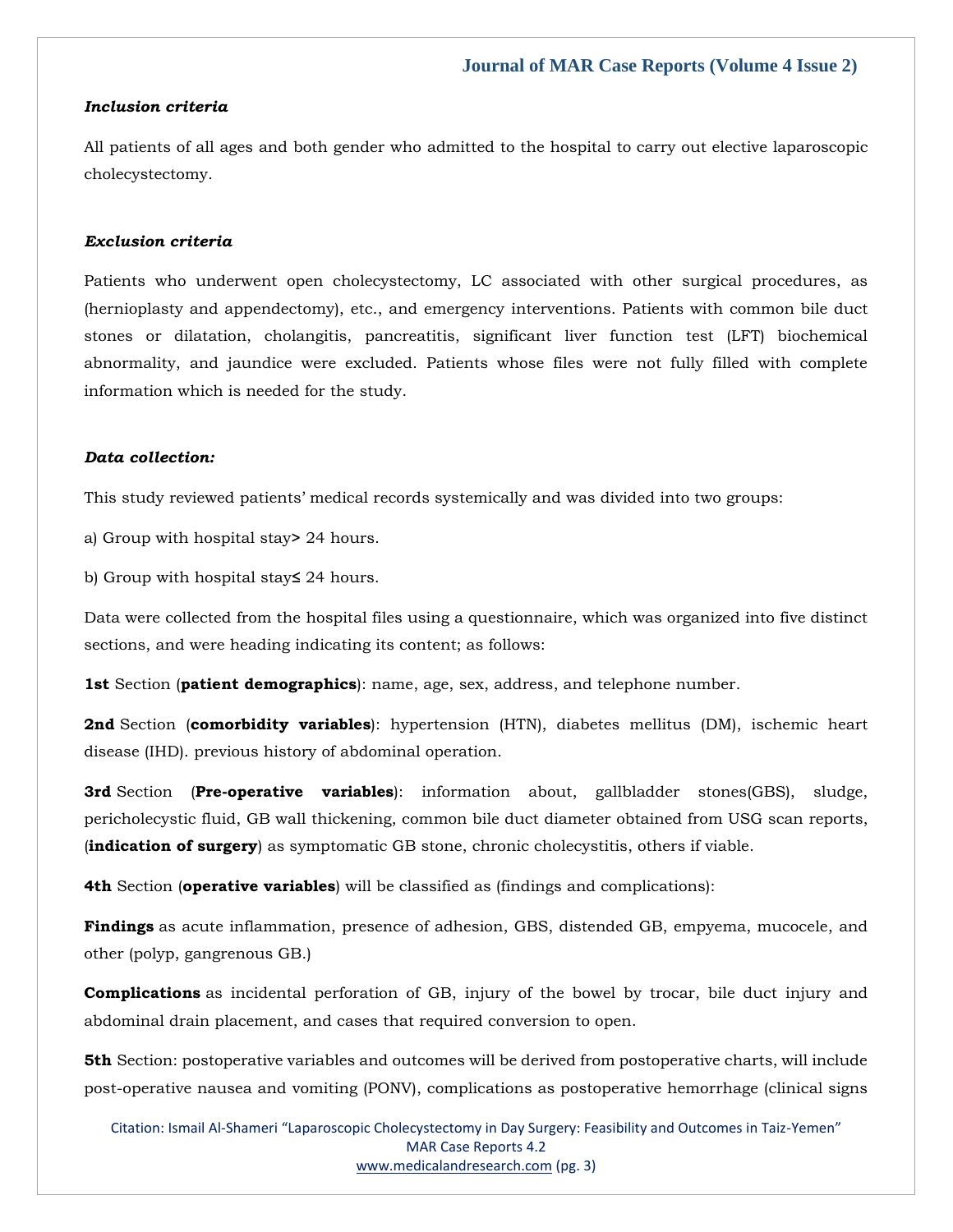***Inclusion criteria***

All patients of all ages and both gender who admitted to the hospital to carry out elective laparoscopic cholecystectomy.

***Exclusion criteria***

Patients who underwent open cholecystectomy, LC associated with other surgical procedures, as (hernioplasty and appendectomy), etc., and emergency interventions. Patients with common bile duct stones or dilatation, cholangitis, pancreatitis, significant liver function test (LFT) biochemical abnormality, and jaundice were excluded. Patients whose files were not fully filled with complete information which is needed for the study.

***Data collection:***

This study reviewed patients' medical records systemically and was divided into two groups:

a) Group with hospital stay> 24 hours.

b) Group with hospital stay≤ 24 hours.

Data were collected from the hospital files using a questionnaire, which was organized into five distinct sections, and were heading indicating its content; as follows:

**1st** Section (**patient demographics**): name, age, sex, address, and telephone number.

**2nd** Section (**comorbidity variables**): hypertension (HTN), diabetes mellitus (DM), ischemic heart disease (IHD). previous history of abdominal operation.

**3rd** Section (**Pre-operative variables**): information about, gallbladder stones(GBS), sludge, pericholecystic fluid, GB wall thickening, common bile duct diameter obtained from USG scan reports, (**indication of surgery**) as symptomatic GB stone, chronic cholecystitis, others if viable.

**4th** Section (**operative variables**) will be classified as (findings and complications):

**Findings** as acute inflammation, presence of adhesion, GBS, distended GB, empyema, mucocele, and other (polyp, gangrenous GB.)

**Complications** as incidental perforation of GB, injury of the bowel by trocar, bile duct injury and abdominal drain placement, and cases that required conversion to open.

**5th** Section: postoperative variables and outcomes will be derived from postoperative charts, will include post-operative nausea and vomiting (PONV), complications as postoperative hemorrhage (clinical signs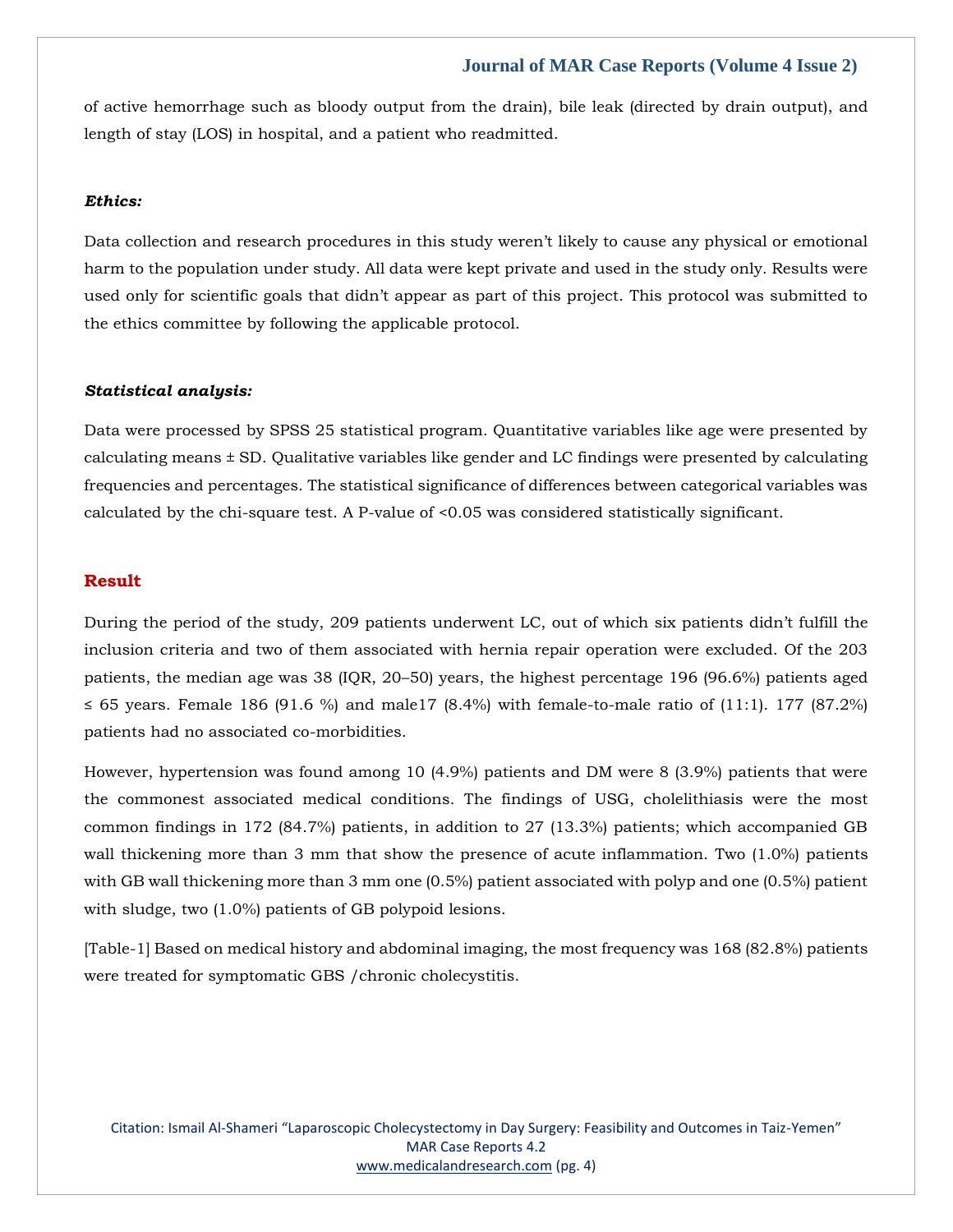of active hemorrhage such as bloody output from the drain), bile leak (directed by drain output), and length of stay (LOS) in hospital, and a patient who readmitted.

***Ethics:***

Data collection and research procedures in this study weren't likely to cause any physical or emotional harm to the population under study. All data were kept private and used in the study only. Results were used only for scientific goals that didn't appear as part of this project. This protocol was submitted to the ethics committee by following the applicable protocol.

***Statistical analysis:***

Data were processed by SPSS 25 statistical program. Quantitative variables like age were presented by calculating means ± SD. Qualitative variables like gender and LC findings were presented by calculating frequencies and percentages. The statistical significance of differences between categorical variables was calculated by the chi-square test. A P-value of <0.05 was considered statistically significant.

## Result

During the period of the study, 209 patients underwent LC, out of which six patients didn't fulfill the inclusion criteria and two of them associated with hernia repair operation were excluded. Of the 203 patients, the median age was 38 (IQR, 20–50) years, the highest percentage 196 (96.6%) patients aged ≤ 65 years. Female 186 (91.6 %) and male17 (8.4%) with female-to-male ratio of (11:1). 177 (87.2%) patients had no associated co-morbidities.

However, hypertension was found among 10 (4.9%) patients and DM were 8 (3.9%) patients that were the commonest associated medical conditions. The findings of USG, cholelithiasis were the most common findings in 172 (84.7%) patients, in addition to 27 (13.3%) patients; which accompanied GB wall thickening more than 3 mm that show the presence of acute inflammation. Two (1.0%) patients with GB wall thickening more than 3 mm one (0.5%) patient associated with polyp and one (0.5%) patient with sludge, two (1.0%) patients of GB polypoid lesions.

[Table-1] Based on medical history and abdominal imaging, the most frequency was 168 (82.8%) patients were treated for symptomatic GBS /chronic cholecystitis.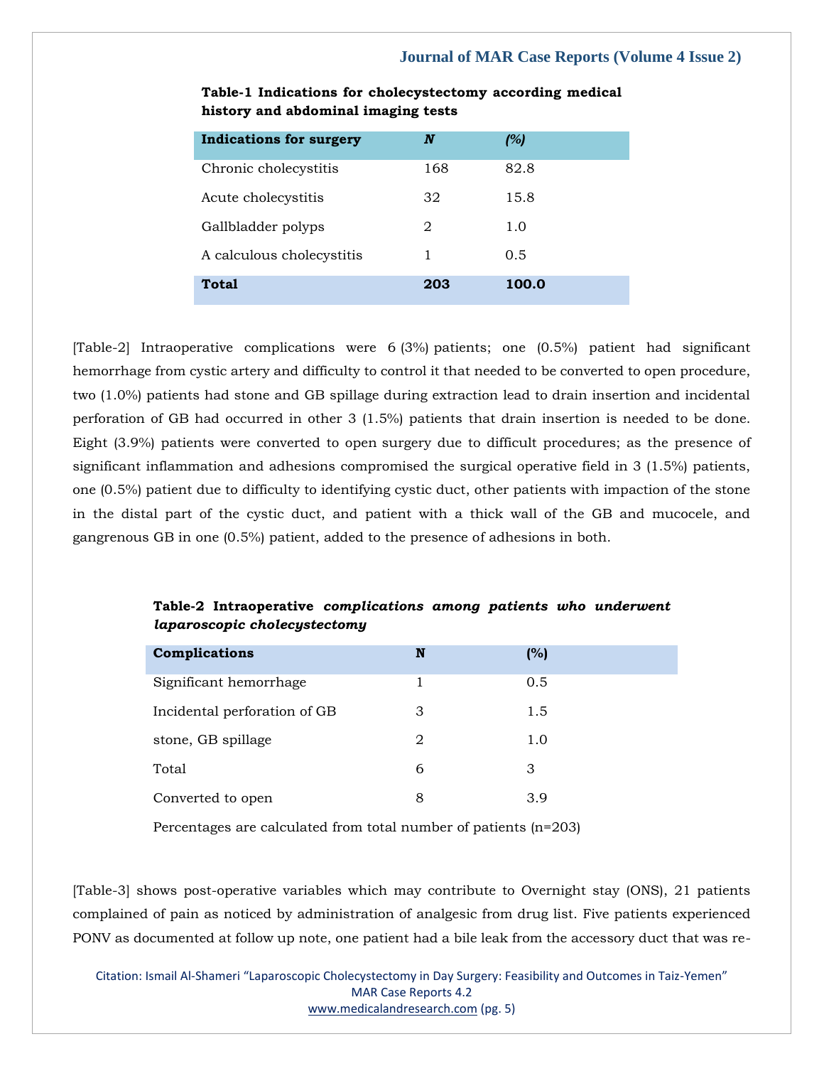**Table-1 Indications for cholecystectomy according medical history and abdominal imaging tests**

| Indications for surgery | *N* | *(%)* |
|---|---|---|
| Chronic cholecystitis | 168 | 82.8 |
| Acute cholecystitis | 32 | 15.8 |
| Gallbladder polyps | 2 | 1.0 |
| A calculous cholecystitis | 1 | 0.5 |
| **Total** | **203** | **100.0** |

[Table-2] Intraoperative complications were 6 (3%) patients; one (0.5%) patient had significant hemorrhage from cystic artery and difficulty to control it that needed to be converted to open procedure, two (1.0%) patients had stone and GB spillage during extraction lead to drain insertion and incidental perforation of GB had occurred in other 3 (1.5%) patients that drain insertion is needed to be done. Eight (3.9%) patients were converted to open surgery due to difficult procedures; as the presence of significant inflammation and adhesions compromised the surgical operative field in 3 (1.5%) patients, one (0.5%) patient due to difficulty to identifying cystic duct, other patients with impaction of the stone in the distal part of the cystic duct, and patient with a thick wall of the GB and mucocele, and gangrenous GB in one (0.5%) patient, added to the presence of adhesions in both.

**Table-2 Intraoperative *complications among patients who underwent laparoscopic cholecystectomy***

| Complications | N | (%) |
|---|---|---|
| Significant hemorrhage | 1 | 0.5 |
| Incidental perforation of GB | 3 | 1.5 |
| stone, GB spillage | 2 | 1.0 |
| Total | 6 | 3 |
| Converted to open | 8 | 3.9 |

Percentages are calculated from total number of patients (n=203)

[Table-3] shows post-operative variables which may contribute to Overnight stay (ONS), 21 patients complained of pain as noticed by administration of analgesic from drug list. Five patients experienced PONV as documented at follow up note, one patient had a bile leak from the accessory duct that was re-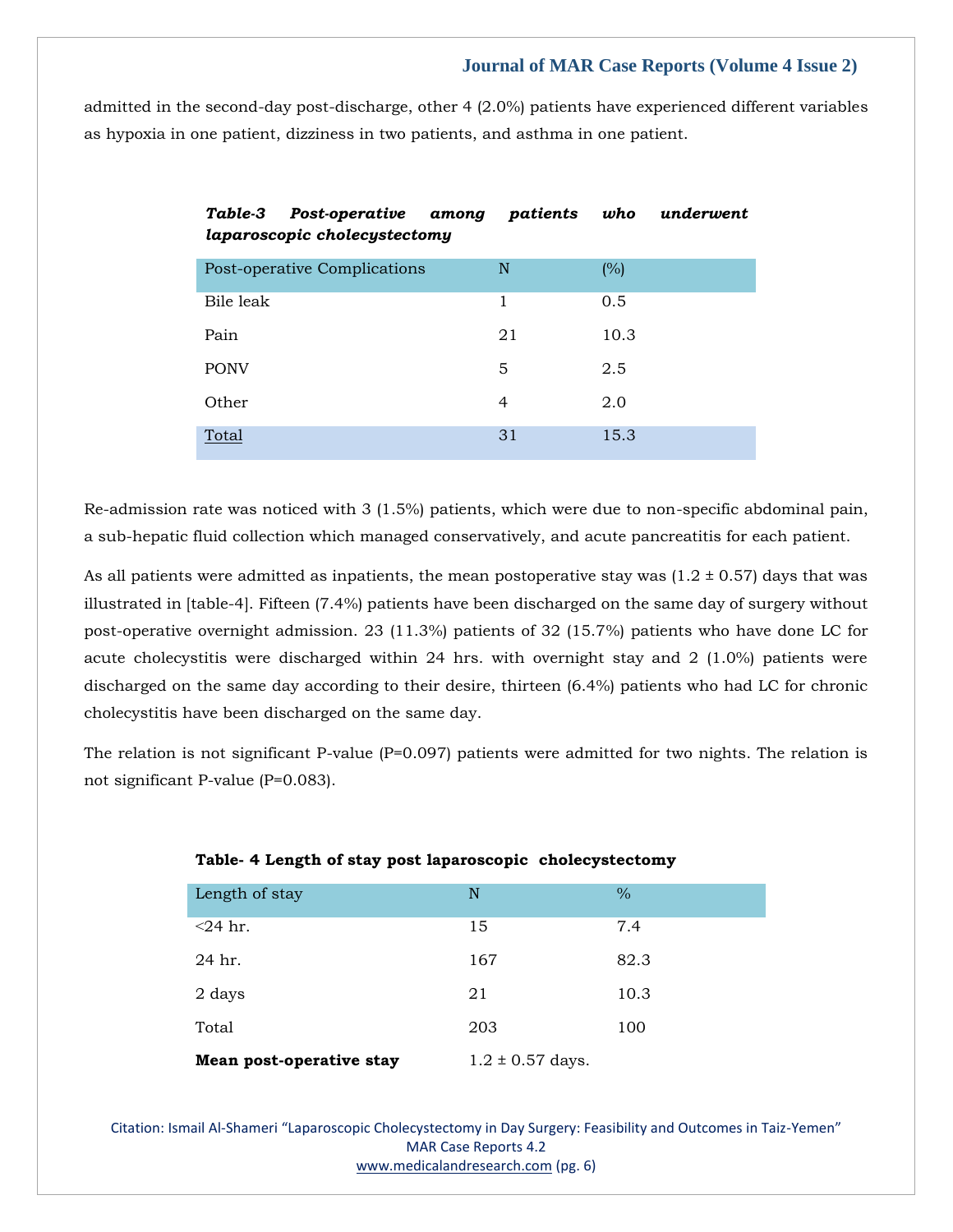admitted in the second-day post-discharge, other 4 (2.0%) patients have experienced different variables as hypoxia in one patient, dizziness in two patients, and asthma in one patient.

***Table-3 Post-operative among patients who underwent laparoscopic cholecystectomy***

| Post-operative Complications | N | (%) |
|---|---|---|
| Bile leak | 1 | 0.5 |
| Pain | 21 | 10.3 |
| PONV | 5 | 2.5 |
| Other | 4 | 2.0 |
| Total | 31 | 15.3 |

Re-admission rate was noticed with 3 (1.5%) patients, which were due to non-specific abdominal pain, a sub-hepatic fluid collection which managed conservatively, and acute pancreatitis for each patient.

As all patients were admitted as inpatients, the mean postoperative stay was (1.2 ± 0.57) days that was illustrated in [table-4]. Fifteen (7.4%) patients have been discharged on the same day of surgery without post-operative overnight admission. 23 (11.3%) patients of 32 (15.7%) patients who have done LC for acute cholecystitis were discharged within 24 hrs. with overnight stay and 2 (1.0%) patients were discharged on the same day according to their desire, thirteen (6.4%) patients who had LC for chronic cholecystitis have been discharged on the same day.

The relation is not significant P-value (P=0.097) patients were admitted for two nights. The relation is not significant P-value (P=0.083).

**Table- 4 Length of stay post laparoscopic cholecystectomy**

| Length of stay | N | % |
|---|---|---|
| <24 hr. | 15 | 7.4 |
| 24 hr. | 167 | 82.3 |
| 2 days | 21 | 10.3 |
| Total | 203 | 100 |
| **Mean post-operative stay** | 1.2 ± 0.57 days. | |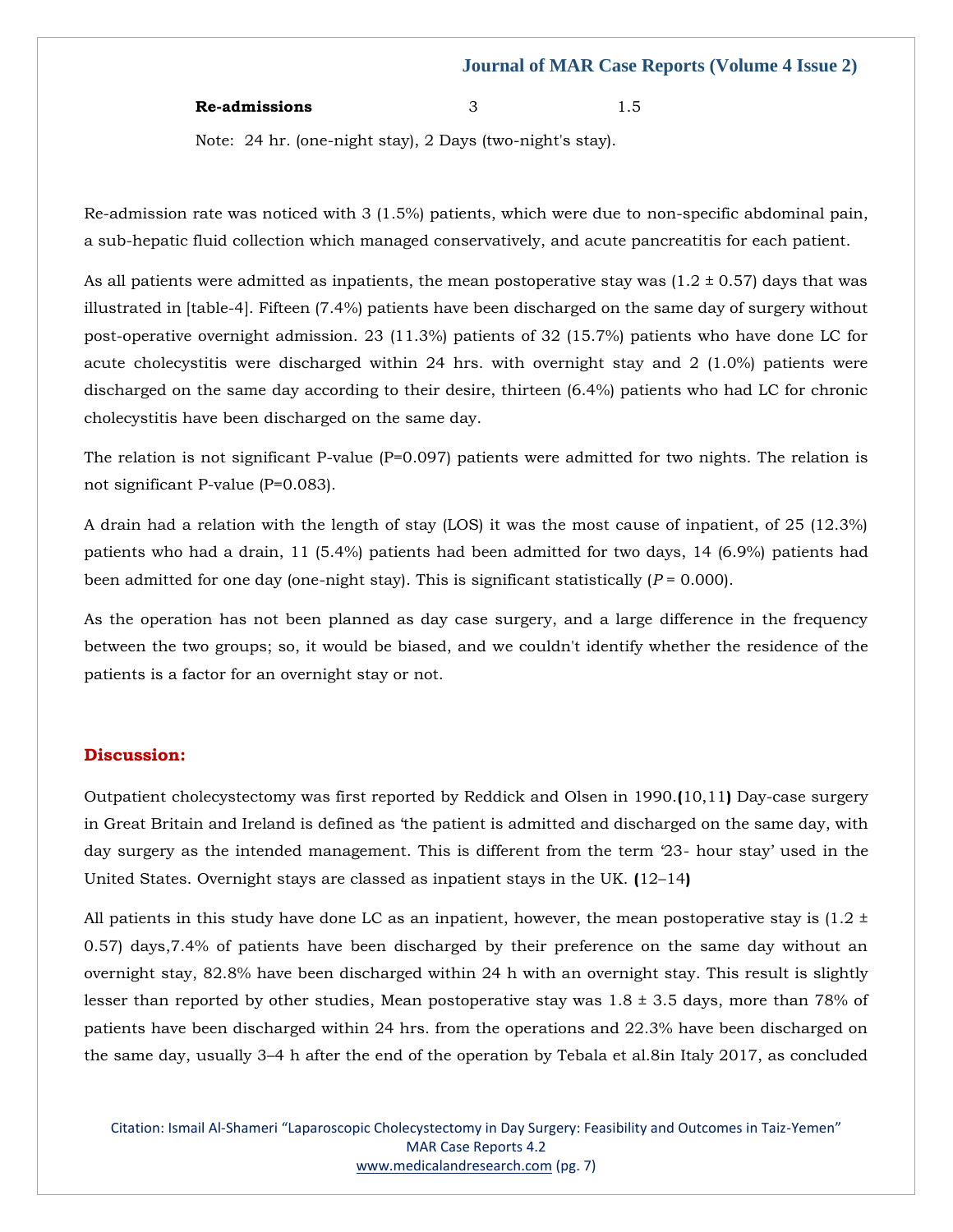| Re-admissions | 3 | 1.5 |
|---|---|---|

Note: 24 hr. (one-night stay), 2 Days (two-night's stay).

Re-admission rate was noticed with 3 (1.5%) patients, which were due to non-specific abdominal pain, a sub-hepatic fluid collection which managed conservatively, and acute pancreatitis for each patient.

As all patients were admitted as inpatients, the mean postoperative stay was (1.2 ± 0.57) days that was illustrated in [table-4]. Fifteen (7.4%) patients have been discharged on the same day of surgery without post-operative overnight admission. 23 (11.3%) patients of 32 (15.7%) patients who have done LC for acute cholecystitis were discharged within 24 hrs. with overnight stay and 2 (1.0%) patients were discharged on the same day according to their desire, thirteen (6.4%) patients who had LC for chronic cholecystitis have been discharged on the same day.

The relation is not significant P-value (P=0.097) patients were admitted for two nights. The relation is not significant P-value (P=0.083).

A drain had a relation with the length of stay (LOS) it was the most cause of inpatient, of 25 (12.3%) patients who had a drain, 11 (5.4%) patients had been admitted for two days, 14 (6.9%) patients had been admitted for one day (one-night stay). This is significant statistically (*P* = 0.000).

As the operation has not been planned as day case surgery, and a large difference in the frequency between the two groups; so, it would be biased, and we couldn't identify whether the residence of the patients is a factor for an overnight stay or not.

## Discussion:

Outpatient cholecystectomy was first reported by Reddick and Olsen in 1990.(10,11) Day-case surgery in Great Britain and Ireland is defined as 'the patient is admitted and discharged on the same day, with day surgery as the intended management. This is different from the term '23- hour stay' used in the United States. Overnight stays are classed as inpatient stays in the UK. (12–14)

All patients in this study have done LC as an inpatient, however, the mean postoperative stay is (1.2 ± 0.57) days,7.4% of patients have been discharged by their preference on the same day without an overnight stay, 82.8% have been discharged within 24 h with an overnight stay. This result is slightly lesser than reported by other studies, Mean postoperative stay was 1.8 ± 3.5 days, more than 78% of patients have been discharged within 24 hrs. from the operations and 22.3% have been discharged on the same day, usually 3–4 h after the end of the operation by Tebala et al.8in Italy 2017, as concluded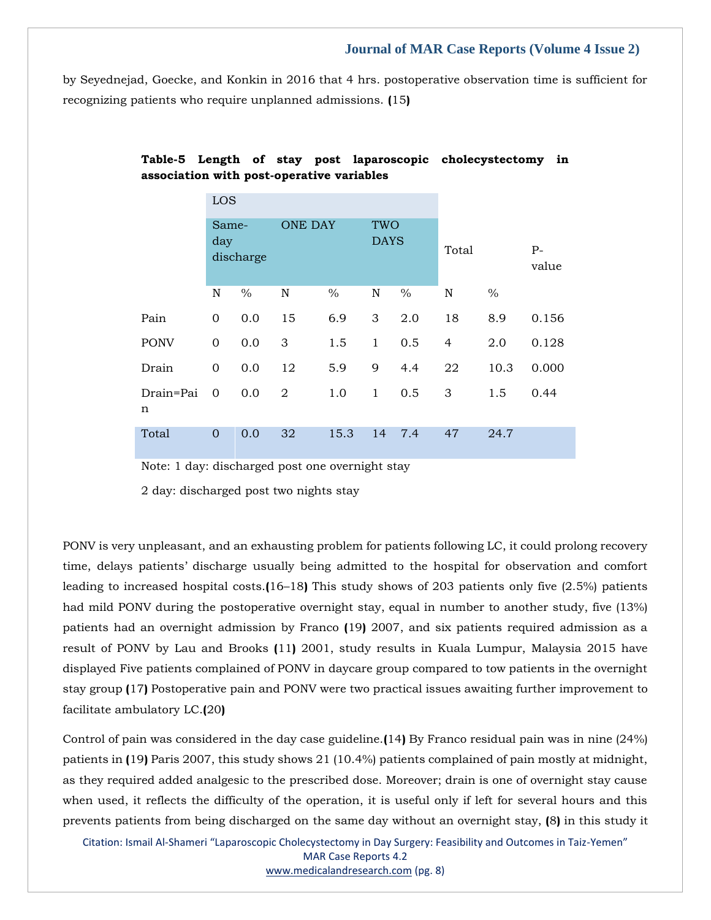by Seyednejad, Goecke, and Konkin in 2016 that 4 hrs. postoperative observation time is sufficient for recognizing patients who require unplanned admissions. (15)

**Table-5 Length of stay post laparoscopic cholecystectomy in association with post-operative variables**

| | LOS | | | | | | | | |
|---|---|---|---|---|---|---|---|---|---|
| | Same-day discharge | | ONE DAY | | TWO DAYS | | Total | | P-value |
| | N | % | N | % | N | % | N | % | |
| Pain | 0 | 0.0 | 15 | 6.9 | 3 | 2.0 | 18 | 8.9 | 0.156 |
| PONV | 0 | 0.0 | 3 | 1.5 | 1 | 0.5 | 4 | 2.0 | 0.128 |
| Drain | 0 | 0.0 | 12 | 5.9 | 9 | 4.4 | 22 | 10.3 | 0.000 |
| Drain=Pain | 0 | 0.0 | 2 | 1.0 | 1 | 0.5 | 3 | 1.5 | 0.44 |
| Total | 0 | 0.0 | 32 | 15.3 | 14 | 7.4 | 47 | 24.7 | |

Note: 1 day: discharged post one overnight stay

2 day: discharged post two nights stay

PONV is very unpleasant, and an exhausting problem for patients following LC, it could prolong recovery time, delays patients' discharge usually being admitted to the hospital for observation and comfort leading to increased hospital costs.(16–18) This study shows of 203 patients only five (2.5%) patients had mild PONV during the postoperative overnight stay, equal in number to another study, five (13%) patients had an overnight admission by Franco (19) 2007, and six patients required admission as a result of PONV by Lau and Brooks (11) 2001, study results in Kuala Lumpur, Malaysia 2015 have displayed Five patients complained of PONV in daycare group compared to tow patients in the overnight stay group (17) Postoperative pain and PONV were two practical issues awaiting further improvement to facilitate ambulatory LC.(20)

Control of pain was considered in the day case guideline.(14) By Franco residual pain was in nine (24%) patients in (19) Paris 2007, this study shows 21 (10.4%) patients complained of pain mostly at midnight, as they required added analgesic to the prescribed dose. Moreover; drain is one of overnight stay cause when used, it reflects the difficulty of the operation, it is useful only if left for several hours and this prevents patients from being discharged on the same day without an overnight stay, (8) in this study it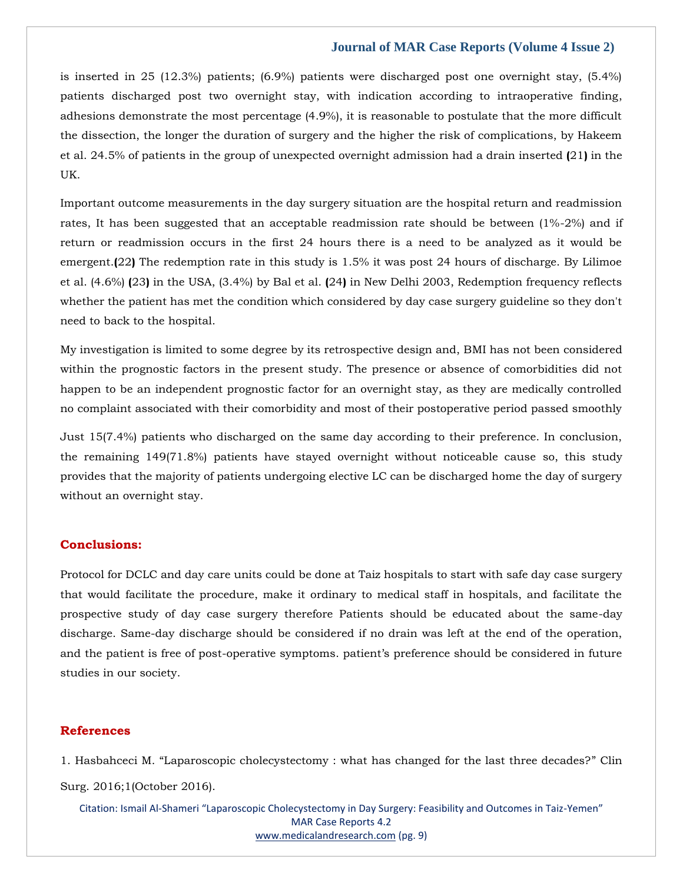is inserted in 25 (12.3%) patients; (6.9%) patients were discharged post one overnight stay, (5.4%) patients discharged post two overnight stay, with indication according to intraoperative finding, adhesions demonstrate the most percentage (4.9%), it is reasonable to postulate that the more difficult the dissection, the longer the duration of surgery and the higher the risk of complications, by Hakeem et al. 24.5% of patients in the group of unexpected overnight admission had a drain inserted **(**21**)** in the UK.

Important outcome measurements in the day surgery situation are the hospital return and readmission rates, It has been suggested that an acceptable readmission rate should be between (1%-2%) and if return or readmission occurs in the first 24 hours there is a need to be analyzed as it would be emergent.**(**22**)** The redemption rate in this study is 1.5% it was post 24 hours of discharge. By Lilimoe et al. (4.6%) **(**23**)** in the USA, (3.4%) by Bal et al. **(**24**)** in New Delhi 2003, Redemption frequency reflects whether the patient has met the condition which considered by day case surgery guideline so they don't need to back to the hospital.

My investigation is limited to some degree by its retrospective design and, BMI has not been considered within the prognostic factors in the present study. The presence or absence of comorbidities did not happen to be an independent prognostic factor for an overnight stay, as they are medically controlled no complaint associated with their comorbidity and most of their postoperative period passed smoothly

Just 15(7.4%) patients who discharged on the same day according to their preference. In conclusion, the remaining 149(71.8%) patients have stayed overnight without noticeable cause so, this study provides that the majority of patients undergoing elective LC can be discharged home the day of surgery without an overnight stay.

## Conclusions:

Protocol for DCLC and day care units could be done at Taiz hospitals to start with safe day case surgery that would facilitate the procedure, make it ordinary to medical staff in hospitals, and facilitate the prospective study of day case surgery therefore Patients should be educated about the same-day discharge. Same-day discharge should be considered if no drain was left at the end of the operation, and the patient is free of post-operative symptoms. patient's preference should be considered in future studies in our society.

## References

1. Hasbahceci M. "Laparoscopic cholecystectomy : what has changed for the last three decades?" Clin Surg. 2016;1(October 2016).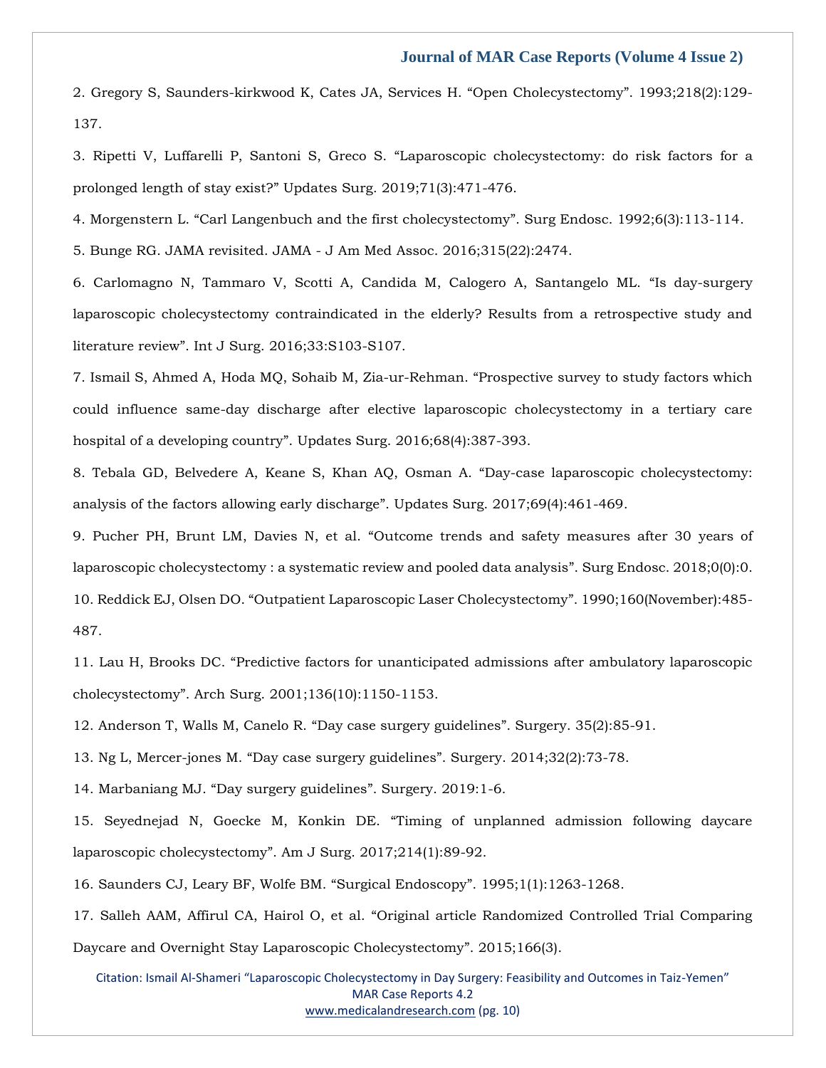2. Gregory S, Saunders-kirkwood K, Cates JA, Services H. “Open Cholecystectomy”. 1993;218(2):129-137.

3. Ripetti V, Luffarelli P, Santoni S, Greco S. “Laparoscopic cholecystectomy: do risk factors for a prolonged length of stay exist?” Updates Surg. 2019;71(3):471-476.

4. Morgenstern L. “Carl Langenbuch and the first cholecystectomy”. Surg Endosc. 1992;6(3):113-114.

5. Bunge RG. JAMA revisited. JAMA - J Am Med Assoc. 2016;315(22):2474.

6. Carlomagno N, Tammaro V, Scotti A, Candida M, Calogero A, Santangelo ML. “Is day-surgery laparoscopic cholecystectomy contraindicated in the elderly? Results from a retrospective study and literature review”. Int J Surg. 2016;33:S103-S107.

7. Ismail S, Ahmed A, Hoda MQ, Sohaib M, Zia-ur-Rehman. “Prospective survey to study factors which could influence same-day discharge after elective laparoscopic cholecystectomy in a tertiary care hospital of a developing country”. Updates Surg. 2016;68(4):387-393.

8. Tebala GD, Belvedere A, Keane S, Khan AQ, Osman A. “Day-case laparoscopic cholecystectomy: analysis of the factors allowing early discharge”. Updates Surg. 2017;69(4):461-469.

9. Pucher PH, Brunt LM, Davies N, et al. “Outcome trends and safety measures after 30 years of laparoscopic cholecystectomy : a systematic review and pooled data analysis”. Surg Endosc. 2018;0(0):0.

10. Reddick EJ, Olsen DO. “Outpatient Laparoscopic Laser Cholecystectomy”. 1990;160(November):485-487.

11. Lau H, Brooks DC. “Predictive factors for unanticipated admissions after ambulatory laparoscopic cholecystectomy”. Arch Surg. 2001;136(10):1150-1153.

12. Anderson T, Walls M, Canelo R. “Day case surgery guidelines”. Surgery. 35(2):85-91.

13. Ng L, Mercer-jones M. “Day case surgery guidelines”. Surgery. 2014;32(2):73-78.

14. Marbaniang MJ. “Day surgery guidelines”. Surgery. 2019:1-6.

15. Seyednejad N, Goecke M, Konkin DE. “Timing of unplanned admission following daycare laparoscopic cholecystectomy”. Am J Surg. 2017;214(1):89-92.

16. Saunders CJ, Leary BF, Wolfe BM. “Surgical Endoscopy”. 1995;1(1):1263-1268.

17. Salleh AAM, Affirul CA, Hairol O, et al. “Original article Randomized Controlled Trial Comparing Daycare and Overnight Stay Laparoscopic Cholecystectomy”. 2015;166(3).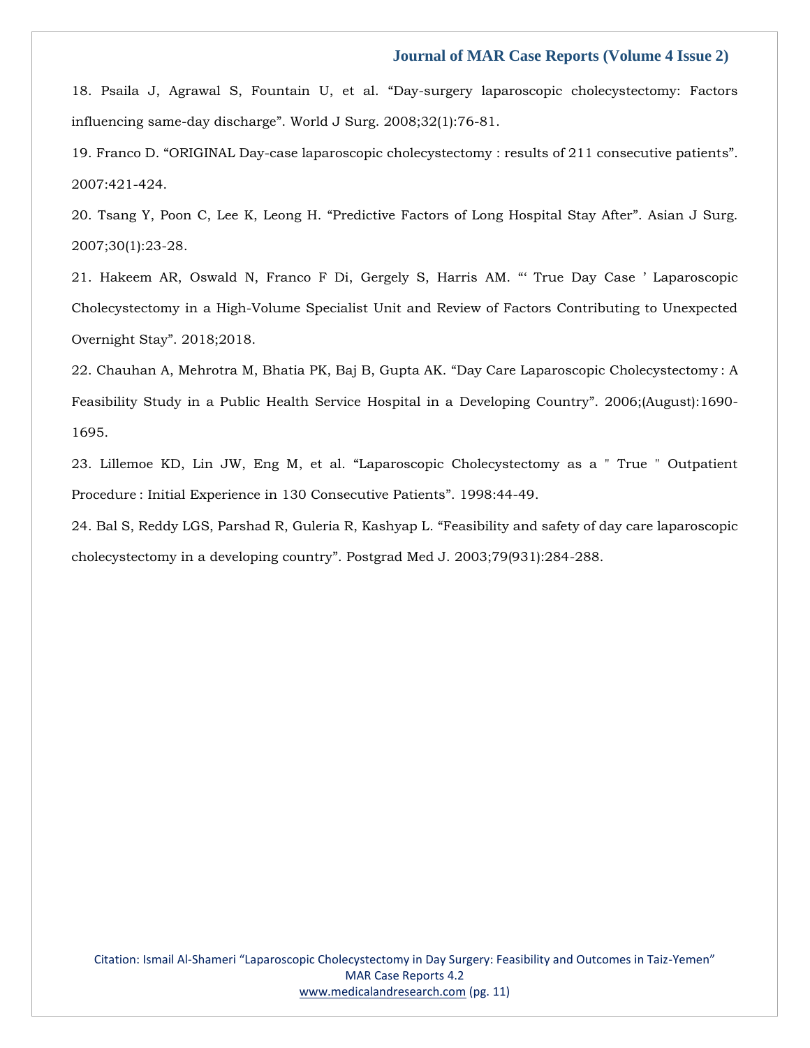18. Psaila J, Agrawal S, Fountain U, et al. "Day-surgery laparoscopic cholecystectomy: Factors influencing same-day discharge". World J Surg. 2008;32(1):76-81.

19. Franco D. "ORIGINAL Day-case laparoscopic cholecystectomy : results of 211 consecutive patients". 2007:421-424.

20. Tsang Y, Poon C, Lee K, Leong H. "Predictive Factors of Long Hospital Stay After". Asian J Surg. 2007;30(1):23-28.

21. Hakeem AR, Oswald N, Franco F Di, Gergely S, Harris AM. "' True Day Case ' Laparoscopic Cholecystectomy in a High-Volume Specialist Unit and Review of Factors Contributing to Unexpected Overnight Stay". 2018;2018.

22. Chauhan A, Mehrotra M, Bhatia PK, Baj B, Gupta AK. "Day Care Laparoscopic Cholecystectomy : A Feasibility Study in a Public Health Service Hospital in a Developing Country". 2006;(August):1690-1695.

23. Lillemoe KD, Lin JW, Eng M, et al. "Laparoscopic Cholecystectomy as a " True " Outpatient Procedure : Initial Experience in 130 Consecutive Patients". 1998:44-49.

24. Bal S, Reddy LGS, Parshad R, Guleria R, Kashyap L. "Feasibility and safety of day care laparoscopic cholecystectomy in a developing country". Postgrad Med J. 2003;79(931):284-288.